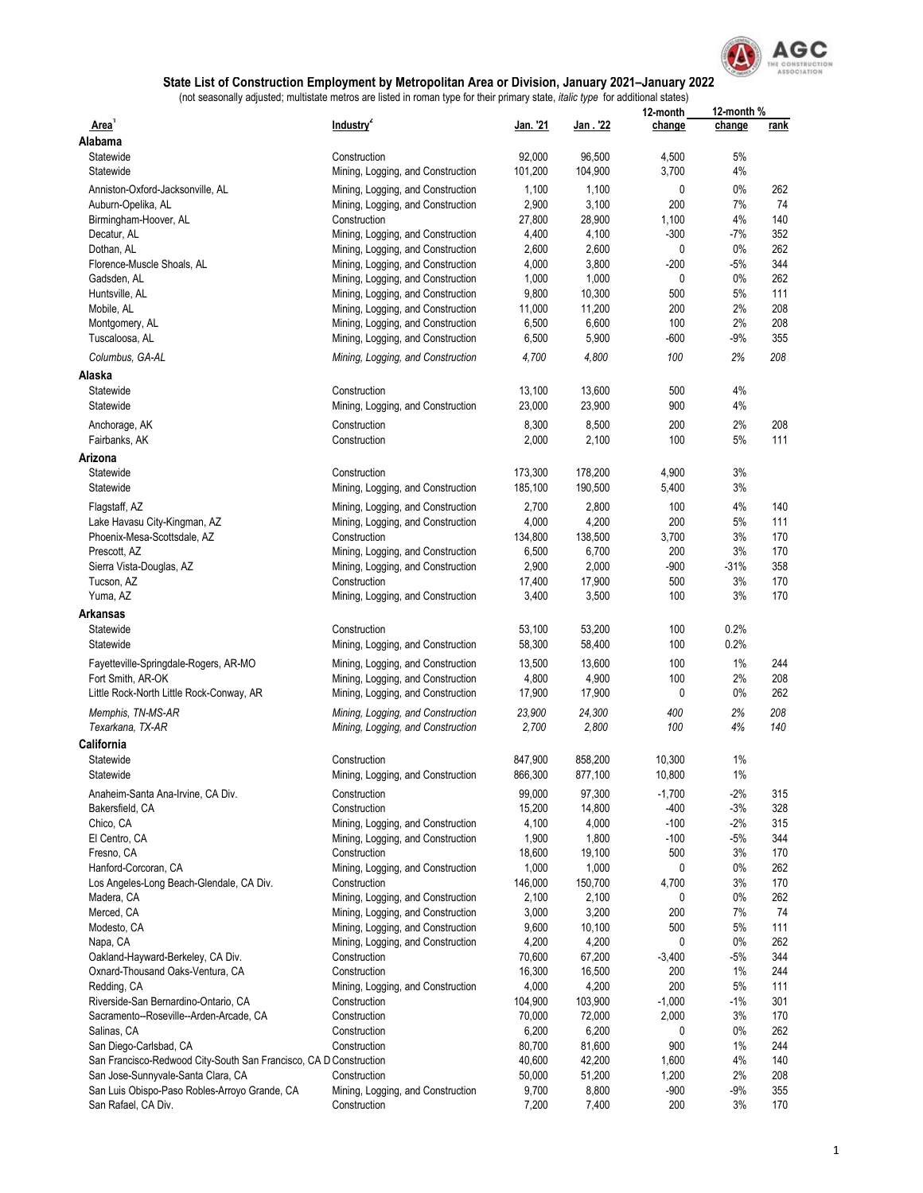## State List of Construction Employment by Metropolitan Area or Division, January 2021–January 2022

(not seasonally adjusted; multistate metros are listed in roman type for their primary state, *italic type* for additional states)

| Area[1] | Industry[2] | Jan. '21 | Jan . '22 | 12-month change | 12-month % change | rank |
|---|---|---|---|---|---|---|
| **Alabama** | | | | | | |
| Statewide | Construction | 92,000 | 96,500 | 4,500 | 5% | |
| Statewide | Mining, Logging, and Construction | 101,200 | 104,900 | 3,700 | 4% | |
| Anniston-Oxford-Jacksonville, AL | Mining, Logging, and Construction | 1,100 | 1,100 | 0 | 0% | 262 |
| Auburn-Opelika, AL | Mining, Logging, and Construction | 2,900 | 3,100 | 200 | 7% | 74 |
| Birmingham-Hoover, AL | Construction | 27,800 | 28,900 | 1,100 | 4% | 140 |
| Decatur, AL | Mining, Logging, and Construction | 4,400 | 4,100 | -300 | -7% | 352 |
| Dothan, AL | Mining, Logging, and Construction | 2,600 | 2,600 | 0 | 0% | 262 |
| Florence-Muscle Shoals, AL | Mining, Logging, and Construction | 4,000 | 3,800 | -200 | -5% | 344 |
| Gadsden, AL | Mining, Logging, and Construction | 1,000 | 1,000 | 0 | 0% | 262 |
| Huntsville, AL | Mining, Logging, and Construction | 9,800 | 10,300 | 500 | 5% | 111 |
| Mobile, AL | Mining, Logging, and Construction | 11,000 | 11,200 | 200 | 2% | 208 |
| Montgomery, AL | Mining, Logging, and Construction | 6,500 | 6,600 | 100 | 2% | 208 |
| Tuscaloosa, AL | Mining, Logging, and Construction | 6,500 | 5,900 | -600 | -9% | 355 |
| *Columbus, GA-AL* | *Mining, Logging, and Construction* | *4,700* | *4,800* | *100* | *2%* | *208* |
| **Alaska** | | | | | | |
| Statewide | Construction | 13,100 | 13,600 | 500 | 4% | |
| Statewide | Mining, Logging, and Construction | 23,000 | 23,900 | 900 | 4% | |
| Anchorage, AK | Construction | 8,300 | 8,500 | 200 | 2% | 208 |
| Fairbanks, AK | Construction | 2,000 | 2,100 | 100 | 5% | 111 |
| **Arizona** | | | | | | |
| Statewide | Construction | 173,300 | 178,200 | 4,900 | 3% | |
| Statewide | Mining, Logging, and Construction | 185,100 | 190,500 | 5,400 | 3% | |
| Flagstaff, AZ | Mining, Logging, and Construction | 2,700 | 2,800 | 100 | 4% | 140 |
| Lake Havasu City-Kingman, AZ | Mining, Logging, and Construction | 4,000 | 4,200 | 200 | 5% | 111 |
| Phoenix-Mesa-Scottsdale, AZ | Construction | 134,800 | 138,500 | 3,700 | 3% | 170 |
| Prescott, AZ | Mining, Logging, and Construction | 6,500 | 6,700 | 200 | 3% | 170 |
| Sierra Vista-Douglas, AZ | Mining, Logging, and Construction | 2,900 | 2,000 | -900 | -31% | 358 |
| Tucson, AZ | Construction | 17,400 | 17,900 | 500 | 3% | 170 |
| Yuma, AZ | Mining, Logging, and Construction | 3,400 | 3,500 | 100 | 3% | 170 |
| **Arkansas** | | | | | | |
| Statewide | Construction | 53,100 | 53,200 | 100 | 0.2% | |
| Statewide | Mining, Logging, and Construction | 58,300 | 58,400 | 100 | 0.2% | |
| Fayetteville-Springdale-Rogers, AR-MO | Mining, Logging, and Construction | 13,500 | 13,600 | 100 | 1% | 244 |
| Fort Smith, AR-OK | Mining, Logging, and Construction | 4,800 | 4,900 | 100 | 2% | 208 |
| Little Rock-North Little Rock-Conway, AR | Mining, Logging, and Construction | 17,900 | 17,900 | 0 | 0% | 262 |
| *Memphis, TN-MS-AR* | *Mining, Logging, and Construction* | *23,900* | *24,300* | *400* | *2%* | *208* |
| *Texarkana, TX-AR* | *Mining, Logging, and Construction* | *2,700* | *2,800* | *100* | *4%* | *140* |
| **California** | | | | | | |
| Statewide | Construction | 847,900 | 858,200 | 10,300 | 1% | |
| Statewide | Mining, Logging, and Construction | 866,300 | 877,100 | 10,800 | 1% | |
| Anaheim-Santa Ana-Irvine, CA Div. | Construction | 99,000 | 97,300 | -1,700 | -2% | 315 |
| Bakersfield, CA | Construction | 15,200 | 14,800 | -400 | -3% | 328 |
| Chico, CA | Mining, Logging, and Construction | 4,100 | 4,000 | -100 | -2% | 315 |
| El Centro, CA | Mining, Logging, and Construction | 1,900 | 1,800 | -100 | -5% | 344 |
| Fresno, CA | Construction | 18,600 | 19,100 | 500 | 3% | 170 |
| Hanford-Corcoran, CA | Mining, Logging, and Construction | 1,000 | 1,000 | 0 | 0% | 262 |
| Los Angeles-Long Beach-Glendale, CA Div. | Construction | 146,000 | 150,700 | 4,700 | 3% | 170 |
| Madera, CA | Mining, Logging, and Construction | 2,100 | 2,100 | 0 | 0% | 262 |
| Merced, CA | Mining, Logging, and Construction | 3,000 | 3,200 | 200 | 7% | 74 |
| Modesto, CA | Mining, Logging, and Construction | 9,600 | 10,100 | 500 | 5% | 111 |
| Napa, CA | Mining, Logging, and Construction | 4,200 | 4,200 | 0 | 0% | 262 |
| Oakland-Hayward-Berkeley, CA Div. | Construction | 70,600 | 67,200 | -3,400 | -5% | 344 |
| Oxnard-Thousand Oaks-Ventura, CA | Construction | 16,300 | 16,500 | 200 | 1% | 244 |
| Redding, CA | Mining, Logging, and Construction | 4,000 | 4,200 | 200 | 5% | 111 |
| Riverside-San Bernardino-Ontario, CA | Construction | 104,900 | 103,900 | -1,000 | -1% | 301 |
| Sacramento--Roseville--Arden-Arcade, CA | Construction | 70,000 | 72,000 | 2,000 | 3% | 170 |
| Salinas, CA | Construction | 6,200 | 6,200 | 0 | 0% | 262 |
| San Diego-Carlsbad, CA | Construction | 80,700 | 81,600 | 900 | 1% | 244 |
| San Francisco-Redwood City-South San Francisco, CA D | Construction | 40,600 | 42,200 | 1,600 | 4% | 140 |
| San Jose-Sunnyvale-Santa Clara, CA | Construction | 50,000 | 51,200 | 1,200 | 2% | 208 |
| San Luis Obispo-Paso Robles-Arroyo Grande, CA | Mining, Logging, and Construction | 9,700 | 8,800 | -900 | -9% | 355 |
| San Rafael, CA Div. | Construction | 7,200 | 7,400 | 200 | 3% | 170 |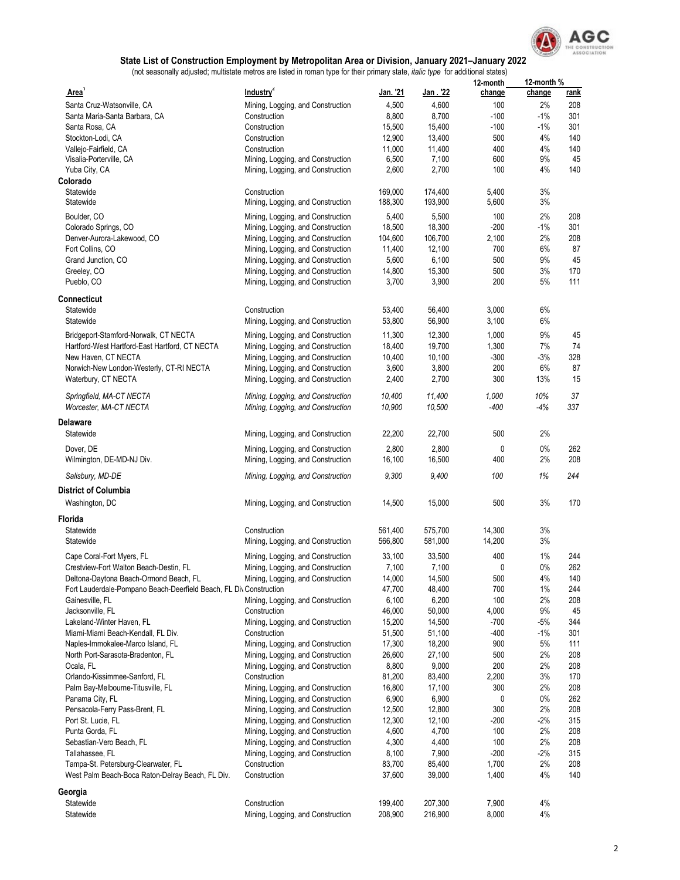## State List of Construction Employment by Metropolitan Area or Division, January 2021–January 2022

(not seasonally adjusted; multistate metros are listed in roman type for their primary state, *italic type* for additional states)

| Area[1] | Industry[2] | Jan. '21 | Jan . '22 | 12-month change | 12-month % change | rank |
|---|---|---|---|---|---|---|
| Santa Cruz-Watsonville, CA | Mining, Logging, and Construction | 4,500 | 4,600 | 100 | 2% | 208 |
| Santa Maria-Santa Barbara, CA | Construction | 8,800 | 8,700 | -100 | -1% | 301 |
| Santa Rosa, CA | Construction | 15,500 | 15,400 | -100 | -1% | 301 |
| Stockton-Lodi, CA | Construction | 12,900 | 13,400 | 500 | 4% | 140 |
| Vallejo-Fairfield, CA | Construction | 11,000 | 11,400 | 400 | 4% | 140 |
| Visalia-Porterville, CA | Mining, Logging, and Construction | 6,500 | 7,100 | 600 | 9% | 45 |
| Yuba City, CA | Mining, Logging, and Construction | 2,600 | 2,700 | 100 | 4% | 140 |
| **Colorado** | | | | | | |
| Statewide | Construction | 169,000 | 174,400 | 5,400 | 3% | |
| Statewide | Mining, Logging, and Construction | 188,300 | 193,900 | 5,600 | 3% | |
| Boulder, CO | Mining, Logging, and Construction | 5,400 | 5,500 | 100 | 2% | 208 |
| Colorado Springs, CO | Mining, Logging, and Construction | 18,500 | 18,300 | -200 | -1% | 301 |
| Denver-Aurora-Lakewood, CO | Mining, Logging, and Construction | 104,600 | 106,700 | 2,100 | 2% | 208 |
| Fort Collins, CO | Mining, Logging, and Construction | 11,400 | 12,100 | 700 | 6% | 87 |
| Grand Junction, CO | Mining, Logging, and Construction | 5,600 | 6,100 | 500 | 9% | 45 |
| Greeley, CO | Mining, Logging, and Construction | 14,800 | 15,300 | 500 | 3% | 170 |
| Pueblo, CO | Mining, Logging, and Construction | 3,700 | 3,900 | 200 | 5% | 111 |
| **Connecticut** | | | | | | |
| Statewide | Construction | 53,400 | 56,400 | 3,000 | 6% | |
| Statewide | Mining, Logging, and Construction | 53,800 | 56,900 | 3,100 | 6% | |
| Bridgeport-Stamford-Norwalk, CT NECTA | Mining, Logging, and Construction | 11,300 | 12,300 | 1,000 | 9% | 45 |
| Hartford-West Hartford-East Hartford, CT NECTA | Mining, Logging, and Construction | 18,400 | 19,700 | 1,300 | 7% | 74 |
| New Haven, CT NECTA | Mining, Logging, and Construction | 10,400 | 10,100 | -300 | -3% | 328 |
| Norwich-New London-Westerly, CT-RI NECTA | Mining, Logging, and Construction | 3,600 | 3,800 | 200 | 6% | 87 |
| Waterbury, CT NECTA | Mining, Logging, and Construction | 2,400 | 2,700 | 300 | 13% | 15 |
| *Springfield, MA-CT NECTA* | *Mining, Logging, and Construction* | *10,400* | *11,400* | *1,000* | *10%* | *37* |
| *Worcester, MA-CT NECTA* | *Mining, Logging, and Construction* | *10,900* | *10,500* | *-400* | *-4%* | *337* |
| **Delaware** | | | | | | |
| Statewide | Mining, Logging, and Construction | 22,200 | 22,700 | 500 | 2% | |
| Dover, DE | Mining, Logging, and Construction | 2,800 | 2,800 | 0 | 0% | 262 |
| Wilmington, DE-MD-NJ Div. | Mining, Logging, and Construction | 16,100 | 16,500 | 400 | 2% | 208 |
| *Salisbury, MD-DE* | *Mining, Logging, and Construction* | *9,300* | *9,400* | *100* | *1%* | *244* |
| **District of Columbia** | | | | | | |
| Washington, DC | Mining, Logging, and Construction | 14,500 | 15,000 | 500 | 3% | 170 |
| **Florida** | | | | | | |
| Statewide | Construction | 561,400 | 575,700 | 14,300 | 3% | |
| Statewide | Mining, Logging, and Construction | 566,800 | 581,000 | 14,200 | 3% | |
| Cape Coral-Fort Myers, FL | Mining, Logging, and Construction | 33,100 | 33,500 | 400 | 1% | 244 |
| Crestview-Fort Walton Beach-Destin, FL | Mining, Logging, and Construction | 7,100 | 7,100 | 0 | 0% | 262 |
| Deltona-Daytona Beach-Ormond Beach, FL | Mining, Logging, and Construction | 14,000 | 14,500 | 500 | 4% | 140 |
| Fort Lauderdale-Pompano Beach-Deerfield Beach, FL Div | Construction | 47,700 | 48,400 | 700 | 1% | 244 |
| Gainesville, FL | Mining, Logging, and Construction | 6,100 | 6,200 | 100 | 2% | 208 |
| Jacksonville, FL | Construction | 46,000 | 50,000 | 4,000 | 9% | 45 |
| Lakeland-Winter Haven, FL | Mining, Logging, and Construction | 15,200 | 14,500 | -700 | -5% | 344 |
| Miami-Miami Beach-Kendall, FL Div. | Construction | 51,500 | 51,100 | -400 | -1% | 301 |
| Naples-Immokalee-Marco Island, FL | Mining, Logging, and Construction | 17,300 | 18,200 | 900 | 5% | 111 |
| North Port-Sarasota-Bradenton, FL | Mining, Logging, and Construction | 26,600 | 27,100 | 500 | 2% | 208 |
| Ocala, FL | Mining, Logging, and Construction | 8,800 | 9,000 | 200 | 2% | 208 |
| Orlando-Kissimmee-Sanford, FL | Construction | 81,200 | 83,400 | 2,200 | 3% | 170 |
| Palm Bay-Melbourne-Titusville, FL | Mining, Logging, and Construction | 16,800 | 17,100 | 300 | 2% | 208 |
| Panama City, FL | Mining, Logging, and Construction | 6,900 | 6,900 | 0 | 0% | 262 |
| Pensacola-Ferry Pass-Brent, FL | Mining, Logging, and Construction | 12,500 | 12,800 | 300 | 2% | 208 |
| Port St. Lucie, FL | Mining, Logging, and Construction | 12,300 | 12,100 | -200 | -2% | 315 |
| Punta Gorda, FL | Mining, Logging, and Construction | 4,600 | 4,700 | 100 | 2% | 208 |
| Sebastian-Vero Beach, FL | Mining, Logging, and Construction | 4,300 | 4,400 | 100 | 2% | 208 |
| Tallahassee, FL | Mining, Logging, and Construction | 8,100 | 7,900 | -200 | -2% | 315 |
| Tampa-St. Petersburg-Clearwater, FL | Construction | 83,700 | 85,400 | 1,700 | 2% | 208 |
| West Palm Beach-Boca Raton-Delray Beach, FL Div. | Construction | 37,600 | 39,000 | 1,400 | 4% | 140 |
| **Georgia** | | | | | | |
| Statewide | Construction | 199,400 | 207,300 | 7,900 | 4% | |
| Statewide | Mining, Logging, and Construction | 208,900 | 216,900 | 8,000 | 4% | |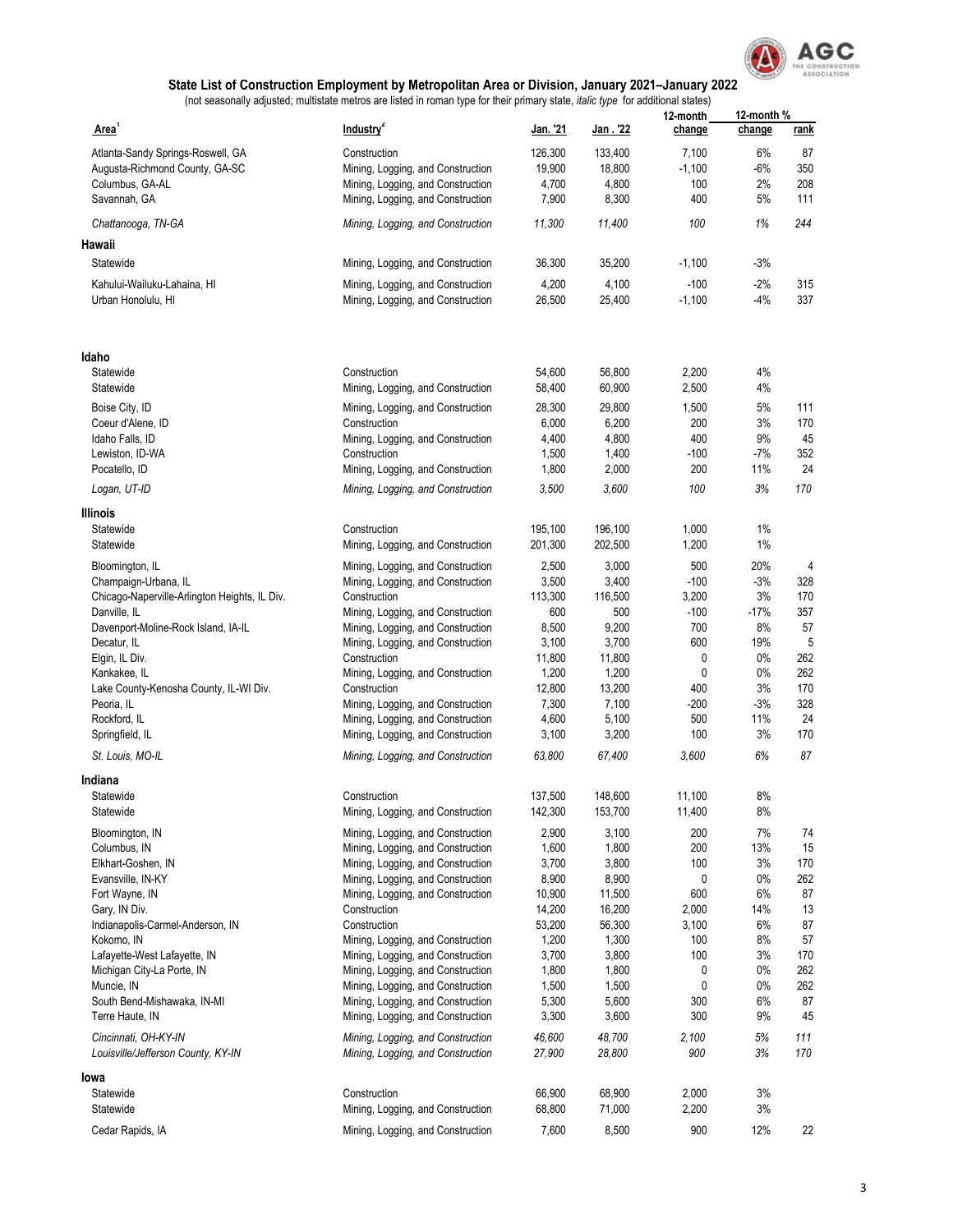## State List of Construction Employment by Metropolitan Area or Division, January 2021–January 2022

(not seasonally adjusted; multistate metros are listed in roman type for their primary state, *italic type* for additional states)

| Area[1] | Industry[2] | Jan. '21 | Jan . '22 | 12-month change | 12-month % change | rank |
|---|---|---|---|---|---|---|
| Atlanta-Sandy Springs-Roswell, GA | Construction | 126,300 | 133,400 | 7,100 | 6% | 87 |
| Augusta-Richmond County, GA-SC | Mining, Logging, and Construction | 19,900 | 18,800 | -1,100 | -6% | 350 |
| Columbus, GA-AL | Mining, Logging, and Construction | 4,700 | 4,800 | 100 | 2% | 208 |
| Savannah, GA | Mining, Logging, and Construction | 7,900 | 8,300 | 400 | 5% | 111 |
| *Chattanooga, TN-GA* | *Mining, Logging, and Construction* | *11,300* | *11,400* | *100* | *1%* | *244* |
| **Hawaii** | | | | | | |
| Statewide | Mining, Logging, and Construction | 36,300 | 35,200 | -1,100 | -3% | |
| Kahului-Wailuku-Lahaina, HI | Mining, Logging, and Construction | 4,200 | 4,100 | -100 | -2% | 315 |
| Urban Honolulu, HI | Mining, Logging, and Construction | 26,500 | 25,400 | -1,100 | -4% | 337 |
| **Idaho** | | | | | | |
| Statewide | Construction | 54,600 | 56,800 | 2,200 | 4% | |
| Statewide | Mining, Logging, and Construction | 58,400 | 60,900 | 2,500 | 4% | |
| Boise City, ID | Mining, Logging, and Construction | 28,300 | 29,800 | 1,500 | 5% | 111 |
| Coeur d'Alene, ID | Construction | 6,000 | 6,200 | 200 | 3% | 170 |
| Idaho Falls, ID | Mining, Logging, and Construction | 4,400 | 4,800 | 400 | 9% | 45 |
| Lewiston, ID-WA | Construction | 1,500 | 1,400 | -100 | -7% | 352 |
| Pocatello, ID | Mining, Logging, and Construction | 1,800 | 2,000 | 200 | 11% | 24 |
| *Logan, UT-ID* | *Mining, Logging, and Construction* | *3,500* | *3,600* | *100* | *3%* | *170* |
| **Illinois** | | | | | | |
| Statewide | Construction | 195,100 | 196,100 | 1,000 | 1% | |
| Statewide | Mining, Logging, and Construction | 201,300 | 202,500 | 1,200 | 1% | |
| Bloomington, IL | Mining, Logging, and Construction | 2,500 | 3,000 | 500 | 20% | 4 |
| Champaign-Urbana, IL | Mining, Logging, and Construction | 3,500 | 3,400 | -100 | -3% | 328 |
| Chicago-Naperville-Arlington Heights, IL Div. | Construction | 113,300 | 116,500 | 3,200 | 3% | 170 |
| Danville, IL | Mining, Logging, and Construction | 600 | 500 | -100 | -17% | 357 |
| Davenport-Moline-Rock Island, IA-IL | Mining, Logging, and Construction | 8,500 | 9,200 | 700 | 8% | 57 |
| Decatur, IL | Mining, Logging, and Construction | 3,100 | 3,700 | 600 | 19% | 5 |
| Elgin, IL Div. | Construction | 11,800 | 11,800 | 0 | 0% | 262 |
| Kankakee, IL | Mining, Logging, and Construction | 1,200 | 1,200 | 0 | 0% | 262 |
| Lake County-Kenosha County, IL-WI Div. | Construction | 12,800 | 13,200 | 400 | 3% | 170 |
| Peoria, IL | Mining, Logging, and Construction | 7,300 | 7,100 | -200 | -3% | 328 |
| Rockford, IL | Mining, Logging, and Construction | 4,600 | 5,100 | 500 | 11% | 24 |
| Springfield, IL | Mining, Logging, and Construction | 3,100 | 3,200 | 100 | 3% | 170 |
| *St. Louis, MO-IL* | *Mining, Logging, and Construction* | *63,800* | *67,400* | *3,600* | *6%* | *87* |
| **Indiana** | | | | | | |
| Statewide | Construction | 137,500 | 148,600 | 11,100 | 8% | |
| Statewide | Mining, Logging, and Construction | 142,300 | 153,700 | 11,400 | 8% | |
| Bloomington, IN | Mining, Logging, and Construction | 2,900 | 3,100 | 200 | 7% | 74 |
| Columbus, IN | Mining, Logging, and Construction | 1,600 | 1,800 | 200 | 13% | 15 |
| Elkhart-Goshen, IN | Mining, Logging, and Construction | 3,700 | 3,800 | 100 | 3% | 170 |
| Evansville, IN-KY | Mining, Logging, and Construction | 8,900 | 8,900 | 0 | 0% | 262 |
| Fort Wayne, IN | Mining, Logging, and Construction | 10,900 | 11,500 | 600 | 6% | 87 |
| Gary, IN Div. | Construction | 14,200 | 16,200 | 2,000 | 14% | 13 |
| Indianapolis-Carmel-Anderson, IN | Construction | 53,200 | 56,300 | 3,100 | 6% | 87 |
| Kokomo, IN | Mining, Logging, and Construction | 1,200 | 1,300 | 100 | 8% | 57 |
| Lafayette-West Lafayette, IN | Mining, Logging, and Construction | 3,700 | 3,800 | 100 | 3% | 170 |
| Michigan City-La Porte, IN | Mining, Logging, and Construction | 1,800 | 1,800 | 0 | 0% | 262 |
| Muncie, IN | Mining, Logging, and Construction | 1,500 | 1,500 | 0 | 0% | 262 |
| South Bend-Mishawaka, IN-MI | Mining, Logging, and Construction | 5,300 | 5,600 | 300 | 6% | 87 |
| Terre Haute, IN | Mining, Logging, and Construction | 3,300 | 3,600 | 300 | 9% | 45 |
| *Cincinnati, OH-KY-IN* | *Mining, Logging, and Construction* | *46,600* | *48,700* | *2,100* | *5%* | *111* |
| *Louisville/Jefferson County, KY-IN* | *Mining, Logging, and Construction* | *27,900* | *28,800* | *900* | *3%* | *170* |
| **Iowa** | | | | | | |
| Statewide | Construction | 66,900 | 68,900 | 2,000 | 3% | |
| Statewide | Mining, Logging, and Construction | 68,800 | 71,000 | 2,200 | 3% | |
| Cedar Rapids, IA | Mining, Logging, and Construction | 7,600 | 8,500 | 900 | 12% | 22 |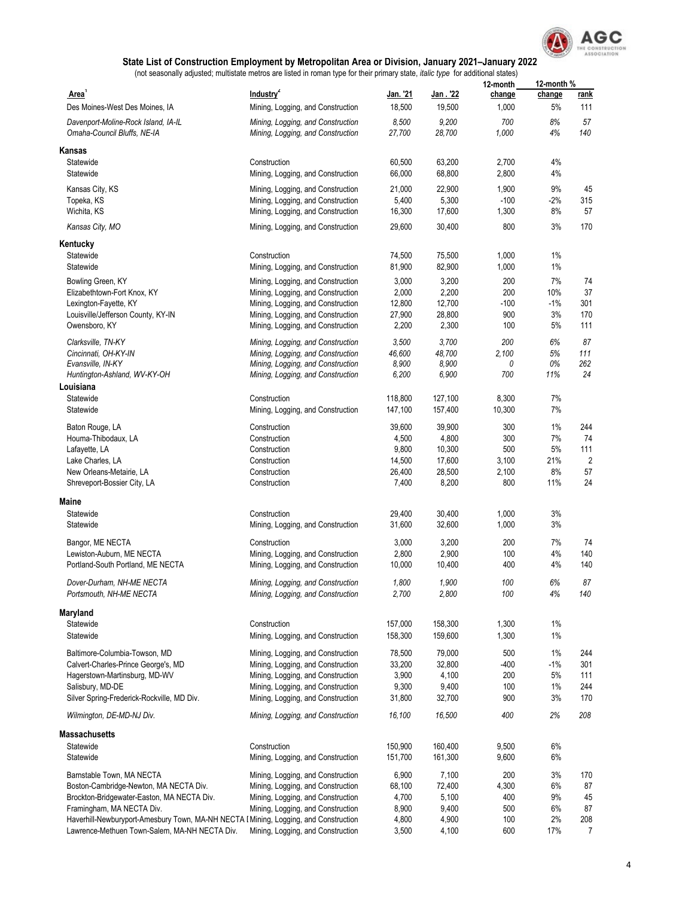## State List of Construction Employment by Metropolitan Area or Division, January 2021–January 2022

(not seasonally adjusted; multistate metros are listed in roman type for their primary state, *italic type* for additional states)

| Area[1] | Industry[2] | Jan. '21 | Jan . '22 | 12-month change | 12-month % change | rank |
|---|---|---|---|---|---|---|
| Des Moines-West Des Moines, IA | Mining, Logging, and Construction | 18,500 | 19,500 | 1,000 | 5% | 111 |
| *Davenport-Moline-Rock Island, IA-IL* | *Mining, Logging, and Construction* | *8,500* | *9,200* | *700* | *8%* | *57* |
| *Omaha-Council Bluffs, NE-IA* | *Mining, Logging, and Construction* | *27,700* | *28,700* | *1,000* | *4%* | *140* |
| **Kansas** | | | | | | |
| Statewide | Construction | 60,500 | 63,200 | 2,700 | 4% | |
| Statewide | Mining, Logging, and Construction | 66,000 | 68,800 | 2,800 | 4% | |
| Kansas City, KS | Mining, Logging, and Construction | 21,000 | 22,900 | 1,900 | 9% | 45 |
| Topeka, KS | Mining, Logging, and Construction | 5,400 | 5,300 | -100 | -2% | 315 |
| Wichita, KS | Mining, Logging, and Construction | 16,300 | 17,600 | 1,300 | 8% | 57 |
| *Kansas City, MO* | *Mining, Logging, and Construction* | *29,600* | *30,400* | *800* | *3%* | *170* |
| **Kentucky** | | | | | | |
| Statewide | Construction | 74,500 | 75,500 | 1,000 | 1% | |
| Statewide | Mining, Logging, and Construction | 81,900 | 82,900 | 1,000 | 1% | |
| Bowling Green, KY | Mining, Logging, and Construction | 3,000 | 3,200 | 200 | 7% | 74 |
| Elizabethtown-Fort Knox, KY | Mining, Logging, and Construction | 2,000 | 2,200 | 200 | 10% | 37 |
| Lexington-Fayette, KY | Mining, Logging, and Construction | 12,800 | 12,700 | -100 | -1% | 301 |
| Louisville/Jefferson County, KY-IN | Mining, Logging, and Construction | 27,900 | 28,800 | 900 | 3% | 170 |
| Owensboro, KY | Mining, Logging, and Construction | 2,200 | 2,300 | 100 | 5% | 111 |
| *Clarksville, TN-KY* | *Mining, Logging, and Construction* | *3,500* | *3,700* | *200* | *6%* | *87* |
| *Cincinnati, OH-KY-IN* | *Mining, Logging, and Construction* | *46,600* | *48,700* | *2,100* | *5%* | *111* |
| *Evansville, IN-KY* | *Mining, Logging, and Construction* | *8,900* | *8,900* | *0* | *0%* | *262* |
| *Huntington-Ashland, WV-KY-OH* | *Mining, Logging, and Construction* | *6,200* | *6,900* | *700* | *11%* | *24* |
| **Louisiana** | | | | | | |
| Statewide | Construction | 118,800 | 127,100 | 8,300 | 7% | |
| Statewide | Mining, Logging, and Construction | 147,100 | 157,400 | 10,300 | 7% | |
| Baton Rouge, LA | Construction | 39,600 | 39,900 | 300 | 1% | 244 |
| Houma-Thibodaux, LA | Construction | 4,500 | 4,800 | 300 | 7% | 74 |
| Lafayette, LA | Construction | 9,800 | 10,300 | 500 | 5% | 111 |
| Lake Charles, LA | Construction | 14,500 | 17,600 | 3,100 | 21% | 2 |
| New Orleans-Metairie, LA | Construction | 26,400 | 28,500 | 2,100 | 8% | 57 |
| Shreveport-Bossier City, LA | Construction | 7,400 | 8,200 | 800 | 11% | 24 |
| **Maine** | | | | | | |
| Statewide | Construction | 29,400 | 30,400 | 1,000 | 3% | |
| Statewide | Mining, Logging, and Construction | 31,600 | 32,600 | 1,000 | 3% | |
| Bangor, ME NECTA | Construction | 3,000 | 3,200 | 200 | 7% | 74 |
| Lewiston-Auburn, ME NECTA | Mining, Logging, and Construction | 2,800 | 2,900 | 100 | 4% | 140 |
| Portland-South Portland, ME NECTA | Mining, Logging, and Construction | 10,000 | 10,400 | 400 | 4% | 140 |
| *Dover-Durham, NH-ME NECTA* | *Mining, Logging, and Construction* | *1,800* | *1,900* | *100* | *6%* | *87* |
| *Portsmouth, NH-ME NECTA* | *Mining, Logging, and Construction* | *2,700* | *2,800* | *100* | *4%* | *140* |
| **Maryland** | | | | | | |
| Statewide | Construction | 157,000 | 158,300 | 1,300 | 1% | |
| Statewide | Mining, Logging, and Construction | 158,300 | 159,600 | 1,300 | 1% | |
| Baltimore-Columbia-Towson, MD | Mining, Logging, and Construction | 78,500 | 79,000 | 500 | 1% | 244 |
| Calvert-Charles-Prince George's, MD | Mining, Logging, and Construction | 33,200 | 32,800 | -400 | -1% | 301 |
| Hagerstown-Martinsburg, MD-WV | Mining, Logging, and Construction | 3,900 | 4,100 | 200 | 5% | 111 |
| Salisbury, MD-DE | Mining, Logging, and Construction | 9,300 | 9,400 | 100 | 1% | 244 |
| Silver Spring-Frederick-Rockville, MD Div. | Mining, Logging, and Construction | 31,800 | 32,700 | 900 | 3% | 170 |
| *Wilmington, DE-MD-NJ Div.* | *Mining, Logging, and Construction* | *16,100* | *16,500* | *400* | *2%* | *208* |
| **Massachusetts** | | | | | | |
| Statewide | Construction | 150,900 | 160,400 | 9,500 | 6% | |
| Statewide | Mining, Logging, and Construction | 151,700 | 161,300 | 9,600 | 6% | |
| Barnstable Town, MA NECTA | Mining, Logging, and Construction | 6,900 | 7,100 | 200 | 3% | 170 |
| Boston-Cambridge-Newton, MA NECTA Div. | Mining, Logging, and Construction | 68,100 | 72,400 | 4,300 | 6% | 87 |
| Brockton-Bridgewater-Easton, MA NECTA Div. | Mining, Logging, and Construction | 4,700 | 5,100 | 400 | 9% | 45 |
| Framingham, MA NECTA Div. | Mining, Logging, and Construction | 8,900 | 9,400 | 500 | 6% | 87 |
| Haverhill-Newburyport-Amesbury Town, MA-NH NECTA I | Mining, Logging, and Construction | 4,800 | 4,900 | 100 | 2% | 208 |
| Lawrence-Methuen Town-Salem, MA-NH NECTA Div. | Mining, Logging, and Construction | 3,500 | 4,100 | 600 | 17% | 7 |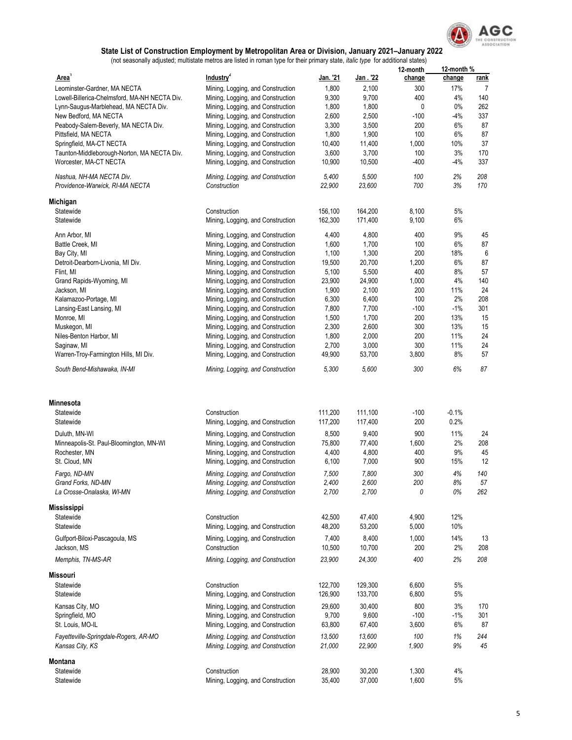## State List of Construction Employment by Metropolitan Area or Division, January 2021–January 2022

(not seasonally adjusted; multistate metros are listed in roman type for their primary state, *italic type* for additional states)

| Area[1] | Industry[2] | Jan. '21 | Jan . '22 | 12-month change | 12-month % change | rank |
|---|---|---|---|---|---|---|
| Leominster-Gardner, MA NECTA | Mining, Logging, and Construction | 1,800 | 2,100 | 300 | 17% | 7 |
| Lowell-Billerica-Chelmsford, MA-NH NECTA Div. | Mining, Logging, and Construction | 9,300 | 9,700 | 400 | 4% | 140 |
| Lynn-Saugus-Marblehead, MA NECTA Div. | Mining, Logging, and Construction | 1,800 | 1,800 | 0 | 0% | 262 |
| New Bedford, MA NECTA | Mining, Logging, and Construction | 2,600 | 2,500 | -100 | -4% | 337 |
| Peabody-Salem-Beverly, MA NECTA Div. | Mining, Logging, and Construction | 3,300 | 3,500 | 200 | 6% | 87 |
| Pittsfield, MA NECTA | Mining, Logging, and Construction | 1,800 | 1,900 | 100 | 6% | 87 |
| Springfield, MA-CT NECTA | Mining, Logging, and Construction | 10,400 | 11,400 | 1,000 | 10% | 37 |
| Taunton-Middleborough-Norton, MA NECTA Div. | Mining, Logging, and Construction | 3,600 | 3,700 | 100 | 3% | 170 |
| Worcester, MA-CT NECTA | Mining, Logging, and Construction | 10,900 | 10,500 | -400 | -4% | 337 |
| *Nashua, NH-MA NECTA Div.* | *Mining, Logging, and Construction* | *5,400* | *5,500* | *100* | *2%* | *208* |
| *Providence-Warwick, RI-MA NECTA* | *Construction* | *22,900* | *23,600* | *700* | *3%* | *170* |
| **Michigan** | | | | | | |
| Statewide | Construction | 156,100 | 164,200 | 8,100 | 5% | |
| Statewide | Mining, Logging, and Construction | 162,300 | 171,400 | 9,100 | 6% | |
| Ann Arbor, MI | Mining, Logging, and Construction | 4,400 | 4,800 | 400 | 9% | 45 |
| Battle Creek, MI | Mining, Logging, and Construction | 1,600 | 1,700 | 100 | 6% | 87 |
| Bay City, MI | Mining, Logging, and Construction | 1,100 | 1,300 | 200 | 18% | 6 |
| Detroit-Dearborn-Livonia, MI Div. | Mining, Logging, and Construction | 19,500 | 20,700 | 1,200 | 6% | 87 |
| Flint, MI | Mining, Logging, and Construction | 5,100 | 5,500 | 400 | 8% | 57 |
| Grand Rapids-Wyoming, MI | Mining, Logging, and Construction | 23,900 | 24,900 | 1,000 | 4% | 140 |
| Jackson, MI | Mining, Logging, and Construction | 1,900 | 2,100 | 200 | 11% | 24 |
| Kalamazoo-Portage, MI | Mining, Logging, and Construction | 6,300 | 6,400 | 100 | 2% | 208 |
| Lansing-East Lansing, MI | Mining, Logging, and Construction | 7,800 | 7,700 | -100 | -1% | 301 |
| Monroe, MI | Mining, Logging, and Construction | 1,500 | 1,700 | 200 | 13% | 15 |
| Muskegon, MI | Mining, Logging, and Construction | 2,300 | 2,600 | 300 | 13% | 15 |
| Niles-Benton Harbor, MI | Mining, Logging, and Construction | 1,800 | 2,000 | 200 | 11% | 24 |
| Saginaw, MI | Mining, Logging, and Construction | 2,700 | 3,000 | 300 | 11% | 24 |
| Warren-Troy-Farmington Hills, MI Div. | Mining, Logging, and Construction | 49,900 | 53,700 | 3,800 | 8% | 57 |
| *South Bend-Mishawaka, IN-MI* | *Mining, Logging, and Construction* | *5,300* | *5,600* | *300* | *6%* | *87* |
| **Minnesota** | | | | | | |
| Statewide | Construction | 111,200 | 111,100 | -100 | -0.1% | |
| Statewide | Mining, Logging, and Construction | 117,200 | 117,400 | 200 | 0.2% | |
| Duluth, MN-WI | Mining, Logging, and Construction | 8,500 | 9,400 | 900 | 11% | 24 |
| Minneapolis-St. Paul-Bloomington, MN-WI | Mining, Logging, and Construction | 75,800 | 77,400 | 1,600 | 2% | 208 |
| Rochester, MN | Mining, Logging, and Construction | 4,400 | 4,800 | 400 | 9% | 45 |
| St. Cloud, MN | Mining, Logging, and Construction | 6,100 | 7,000 | 900 | 15% | 12 |
| *Fargo, ND-MN* | *Mining, Logging, and Construction* | *7,500* | *7,800* | *300* | *4%* | *140* |
| *Grand Forks, ND-MN* | *Mining, Logging, and Construction* | *2,400* | *2,600* | *200* | *8%* | *57* |
| *La Crosse-Onalaska, WI-MN* | *Mining, Logging, and Construction* | *2,700* | *2,700* | *0* | *0%* | *262* |
| **Mississippi** | | | | | | |
| Statewide | Construction | 42,500 | 47,400 | 4,900 | 12% | |
| Statewide | Mining, Logging, and Construction | 48,200 | 53,200 | 5,000 | 10% | |
| Gulfport-Biloxi-Pascagoula, MS | Mining, Logging, and Construction | 7,400 | 8,400 | 1,000 | 14% | 13 |
| Jackson, MS | Construction | 10,500 | 10,700 | 200 | 2% | 208 |
| *Memphis, TN-MS-AR* | *Mining, Logging, and Construction* | *23,900* | *24,300* | *400* | *2%* | *208* |
| **Missouri** | | | | | | |
| Statewide | Construction | 122,700 | 129,300 | 6,600 | 5% | |
| Statewide | Mining, Logging, and Construction | 126,900 | 133,700 | 6,800 | 5% | |
| Kansas City, MO | Mining, Logging, and Construction | 29,600 | 30,400 | 800 | 3% | 170 |
| Springfield, MO | Mining, Logging, and Construction | 9,700 | 9,600 | -100 | -1% | 301 |
| St. Louis, MO-IL | Mining, Logging, and Construction | 63,800 | 67,400 | 3,600 | 6% | 87 |
| *Fayetteville-Springdale-Rogers, AR-MO* | *Mining, Logging, and Construction* | *13,500* | *13,600* | *100* | *1%* | *244* |
| *Kansas City, KS* | *Mining, Logging, and Construction* | *21,000* | *22,900* | *1,900* | *9%* | *45* |
| **Montana** | | | | | | |
| Statewide | Construction | 28,900 | 30,200 | 1,300 | 4% | |
| Statewide | Mining, Logging, and Construction | 35,400 | 37,000 | 1,600 | 5% | |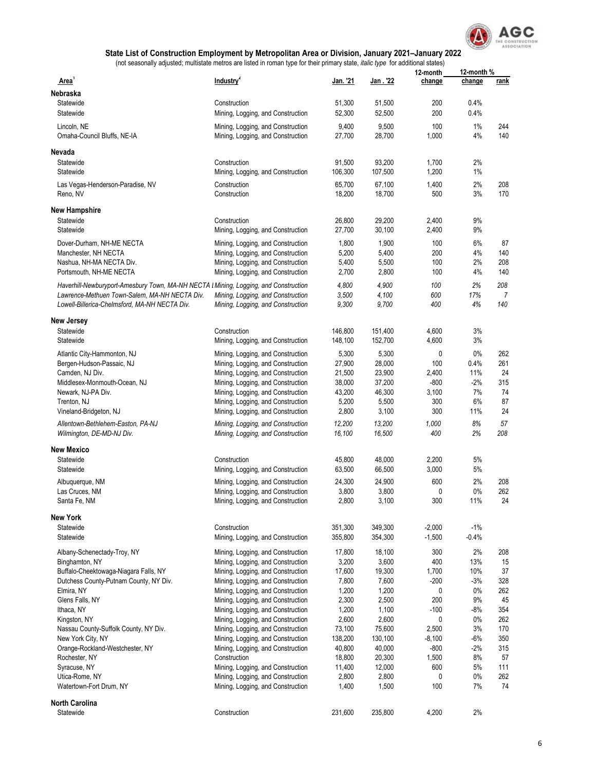## State List of Construction Employment by Metropolitan Area or Division, January 2021–January 2022

(not seasonally adjusted; multistate metros are listed in roman type for their primary state, *italic type* for additional states)

| Area[1] | Industry[2] | Jan. '21 | Jan . '22 | 12-month change | 12-month % change | rank |
|---|---|---|---|---|---|---|
| **Nebraska** | | | | | | |
| Statewide | Construction | 51,300 | 51,500 | 200 | 0.4% | |
| Statewide | Mining, Logging, and Construction | 52,300 | 52,500 | 200 | 0.4% | |
| Lincoln, NE | Mining, Logging, and Construction | 9,400 | 9,500 | 100 | 1% | 244 |
| Omaha-Council Bluffs, NE-IA | Mining, Logging, and Construction | 27,700 | 28,700 | 1,000 | 4% | 140 |
| **Nevada** | | | | | | |
| Statewide | Construction | 91,500 | 93,200 | 1,700 | 2% | |
| Statewide | Mining, Logging, and Construction | 106,300 | 107,500 | 1,200 | 1% | |
| Las Vegas-Henderson-Paradise, NV | Construction | 65,700 | 67,100 | 1,400 | 2% | 208 |
| Reno, NV | Construction | 18,200 | 18,700 | 500 | 3% | 170 |
| **New Hampshire** | | | | | | |
| Statewide | Construction | 26,800 | 29,200 | 2,400 | 9% | |
| Statewide | Mining, Logging, and Construction | 27,700 | 30,100 | 2,400 | 9% | |
| Dover-Durham, NH-ME NECTA | Mining, Logging, and Construction | 1,800 | 1,900 | 100 | 6% | 87 |
| Manchester, NH NECTA | Mining, Logging, and Construction | 5,200 | 5,400 | 200 | 4% | 140 |
| Nashua, NH-MA NECTA Div. | Mining, Logging, and Construction | 5,400 | 5,500 | 100 | 2% | 208 |
| Portsmouth, NH-ME NECTA | Mining, Logging, and Construction | 2,700 | 2,800 | 100 | 4% | 140 |
| *Haverhill-Newburyport-Amesbury Town, MA-NH NECTA Div.* | *Mining, Logging, and Construction* | *4,800* | *4,900* | *100* | *2%* | *208* |
| *Lawrence-Methuen Town-Salem, MA-NH NECTA Div.* | *Mining, Logging, and Construction* | *3,500* | *4,100* | *600* | *17%* | *7* |
| *Lowell-Billerica-Chelmsford, MA-NH NECTA Div.* | *Mining, Logging, and Construction* | *9,300* | *9,700* | *400* | *4%* | *140* |
| **New Jersey** | | | | | | |
| Statewide | Construction | 146,800 | 151,400 | 4,600 | 3% | |
| Statewide | Mining, Logging, and Construction | 148,100 | 152,700 | 4,600 | 3% | |
| Atlantic City-Hammonton, NJ | Mining, Logging, and Construction | 5,300 | 5,300 | 0 | 0% | 262 |
| Bergen-Hudson-Passaic, NJ | Mining, Logging, and Construction | 27,900 | 28,000 | 100 | 0.4% | 261 |
| Camden, NJ Div. | Mining, Logging, and Construction | 21,500 | 23,900 | 2,400 | 11% | 24 |
| Middlesex-Monmouth-Ocean, NJ | Mining, Logging, and Construction | 38,000 | 37,200 | -800 | -2% | 315 |
| Newark, NJ-PA Div. | Mining, Logging, and Construction | 43,200 | 46,300 | 3,100 | 7% | 74 |
| Trenton, NJ | Mining, Logging, and Construction | 5,200 | 5,500 | 300 | 6% | 87 |
| Vineland-Bridgeton, NJ | Mining, Logging, and Construction | 2,800 | 3,100 | 300 | 11% | 24 |
| *Allentown-Bethlehem-Easton, PA-NJ* | *Mining, Logging, and Construction* | *12,200* | *13,200* | *1,000* | *8%* | *57* |
| *Wilmington, DE-MD-NJ Div.* | *Mining, Logging, and Construction* | *16,100* | *16,500* | *400* | *2%* | *208* |
| **New Mexico** | | | | | | |
| Statewide | Construction | 45,800 | 48,000 | 2,200 | 5% | |
| Statewide | Mining, Logging, and Construction | 63,500 | 66,500 | 3,000 | 5% | |
| Albuquerque, NM | Mining, Logging, and Construction | 24,300 | 24,900 | 600 | 2% | 208 |
| Las Cruces, NM | Mining, Logging, and Construction | 3,800 | 3,800 | 0 | 0% | 262 |
| Santa Fe, NM | Mining, Logging, and Construction | 2,800 | 3,100 | 300 | 11% | 24 |
| **New York** | | | | | | |
| Statewide | Construction | 351,300 | 349,300 | -2,000 | -1% | |
| Statewide | Mining, Logging, and Construction | 355,800 | 354,300 | -1,500 | -0.4% | |
| Albany-Schenectady-Troy, NY | Mining, Logging, and Construction | 17,800 | 18,100 | 300 | 2% | 208 |
| Binghamton, NY | Mining, Logging, and Construction | 3,200 | 3,600 | 400 | 13% | 15 |
| Buffalo-Cheektowaga-Niagara Falls, NY | Mining, Logging, and Construction | 17,600 | 19,300 | 1,700 | 10% | 37 |
| Dutchess County-Putnam County, NY Div. | Mining, Logging, and Construction | 7,800 | 7,600 | -200 | -3% | 328 |
| Elmira, NY | Mining, Logging, and Construction | 1,200 | 1,200 | 0 | 0% | 262 |
| Glens Falls, NY | Mining, Logging, and Construction | 2,300 | 2,500 | 200 | 9% | 45 |
| Ithaca, NY | Mining, Logging, and Construction | 1,200 | 1,100 | -100 | -8% | 354 |
| Kingston, NY | Mining, Logging, and Construction | 2,600 | 2,600 | 0 | 0% | 262 |
| Nassau County-Suffolk County, NY Div. | Mining, Logging, and Construction | 73,100 | 75,600 | 2,500 | 3% | 170 |
| New York City, NY | Mining, Logging, and Construction | 138,200 | 130,100 | -8,100 | -6% | 350 |
| Orange-Rockland-Westchester, NY | Mining, Logging, and Construction | 40,800 | 40,000 | -800 | -2% | 315 |
| Rochester, NY | Construction | 18,800 | 20,300 | 1,500 | 8% | 57 |
| Syracuse, NY | Mining, Logging, and Construction | 11,400 | 12,000 | 600 | 5% | 111 |
| Utica-Rome, NY | Mining, Logging, and Construction | 2,800 | 2,800 | 0 | 0% | 262 |
| Watertown-Fort Drum, NY | Mining, Logging, and Construction | 1,400 | 1,500 | 100 | 7% | 74 |
| **North Carolina** | | | | | | |
| Statewide | Construction | 231,600 | 235,800 | 4,200 | 2% | |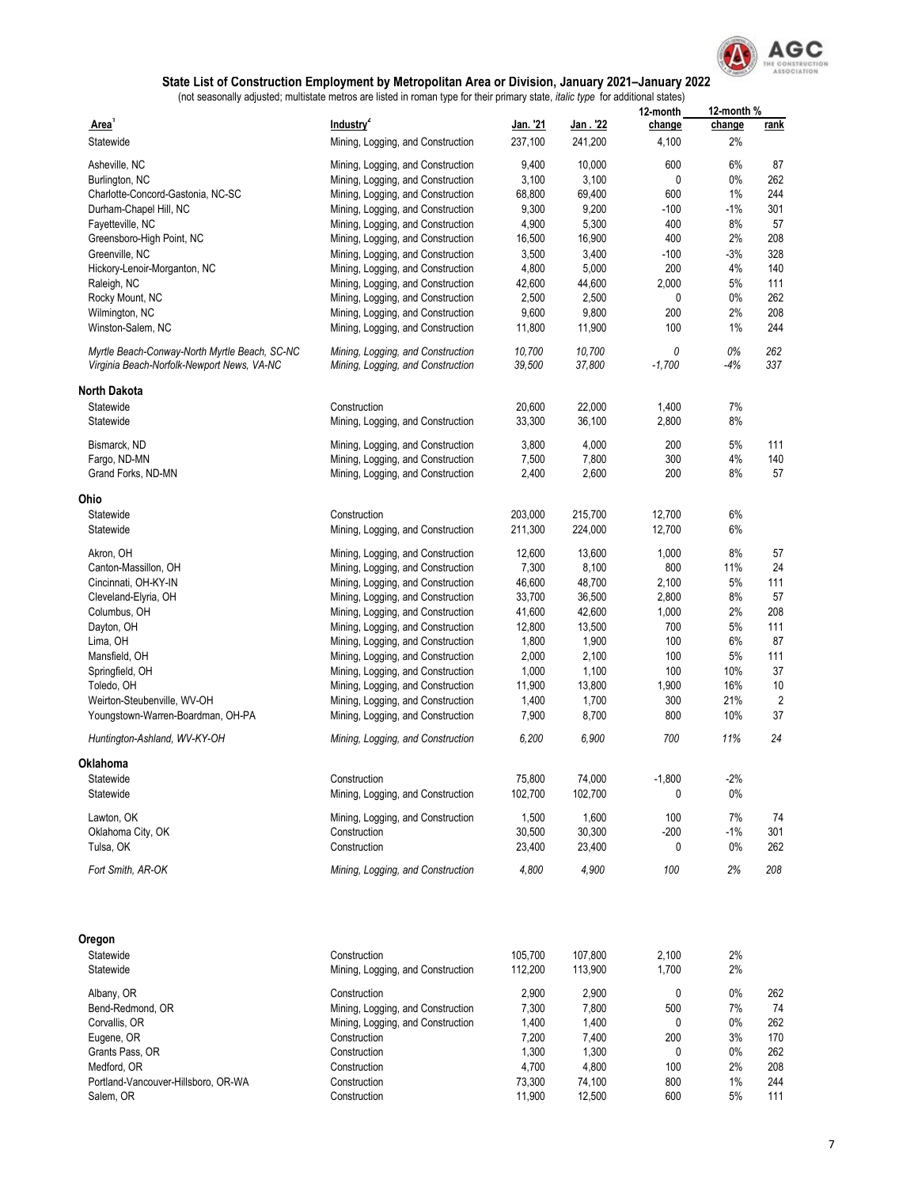## State List of Construction Employment by Metropolitan Area or Division, January 2021–January 2022

(not seasonally adjusted; multistate metros are listed in roman type for their primary state, *italic type* for additional states)

| Area[1] | Industry[2] | Jan. '21 | Jan . '22 | 12-month change | 12-month % change | rank |
|---|---|---|---|---|---|---|
| Statewide | Mining, Logging, and Construction | 237,100 | 241,200 | 4,100 | 2% | |
| Asheville, NC | Mining, Logging, and Construction | 9,400 | 10,000 | 600 | 6% | 87 |
| Burlington, NC | Mining, Logging, and Construction | 3,100 | 3,100 | 0 | 0% | 262 |
| Charlotte-Concord-Gastonia, NC-SC | Mining, Logging, and Construction | 68,800 | 69,400 | 600 | 1% | 244 |
| Durham-Chapel Hill, NC | Mining, Logging, and Construction | 9,300 | 9,200 | -100 | -1% | 301 |
| Fayetteville, NC | Mining, Logging, and Construction | 4,900 | 5,300 | 400 | 8% | 57 |
| Greensboro-High Point, NC | Mining, Logging, and Construction | 16,500 | 16,900 | 400 | 2% | 208 |
| Greenville, NC | Mining, Logging, and Construction | 3,500 | 3,400 | -100 | -3% | 328 |
| Hickory-Lenoir-Morganton, NC | Mining, Logging, and Construction | 4,800 | 5,000 | 200 | 4% | 140 |
| Raleigh, NC | Mining, Logging, and Construction | 42,600 | 44,600 | 2,000 | 5% | 111 |
| Rocky Mount, NC | Mining, Logging, and Construction | 2,500 | 2,500 | 0 | 0% | 262 |
| Wilmington, NC | Mining, Logging, and Construction | 9,600 | 9,800 | 200 | 2% | 208 |
| Winston-Salem, NC | Mining, Logging, and Construction | 11,800 | 11,900 | 100 | 1% | 244 |
| *Myrtle Beach-Conway-North Myrtle Beach, SC-NC* | *Mining, Logging, and Construction* | *10,700* | *10,700* | *0* | *0%* | *262* |
| *Virginia Beach-Norfolk-Newport News, VA-NC* | *Mining, Logging, and Construction* | *39,500* | *37,800* | *-1,700* | *-4%* | *337* |
| **North Dakota** | | | | | | |
| Statewide | Construction | 20,600 | 22,000 | 1,400 | 7% | |
| Statewide | Mining, Logging, and Construction | 33,300 | 36,100 | 2,800 | 8% | |
| Bismarck, ND | Mining, Logging, and Construction | 3,800 | 4,000 | 200 | 5% | 111 |
| Fargo, ND-MN | Mining, Logging, and Construction | 7,500 | 7,800 | 300 | 4% | 140 |
| Grand Forks, ND-MN | Mining, Logging, and Construction | 2,400 | 2,600 | 200 | 8% | 57 |
| **Ohio** | | | | | | |
| Statewide | Construction | 203,000 | 215,700 | 12,700 | 6% | |
| Statewide | Mining, Logging, and Construction | 211,300 | 224,000 | 12,700 | 6% | |
| Akron, OH | Mining, Logging, and Construction | 12,600 | 13,600 | 1,000 | 8% | 57 |
| Canton-Massillon, OH | Mining, Logging, and Construction | 7,300 | 8,100 | 800 | 11% | 24 |
| Cincinnati, OH-KY-IN | Mining, Logging, and Construction | 46,600 | 48,700 | 2,100 | 5% | 111 |
| Cleveland-Elyria, OH | Mining, Logging, and Construction | 33,700 | 36,500 | 2,800 | 8% | 57 |
| Columbus, OH | Mining, Logging, and Construction | 41,600 | 42,600 | 1,000 | 2% | 208 |
| Dayton, OH | Mining, Logging, and Construction | 12,800 | 13,500 | 700 | 5% | 111 |
| Lima, OH | Mining, Logging, and Construction | 1,800 | 1,900 | 100 | 6% | 87 |
| Mansfield, OH | Mining, Logging, and Construction | 2,000 | 2,100 | 100 | 5% | 111 |
| Springfield, OH | Mining, Logging, and Construction | 1,000 | 1,100 | 100 | 10% | 37 |
| Toledo, OH | Mining, Logging, and Construction | 11,900 | 13,800 | 1,900 | 16% | 10 |
| Weirton-Steubenville, WV-OH | Mining, Logging, and Construction | 1,400 | 1,700 | 300 | 21% | 2 |
| Youngstown-Warren-Boardman, OH-PA | Mining, Logging, and Construction | 7,900 | 8,700 | 800 | 10% | 37 |
| *Huntington-Ashland, WV-KY-OH* | *Mining, Logging, and Construction* | *6,200* | *6,900* | *700* | *11%* | *24* |
| **Oklahoma** | | | | | | |
| Statewide | Construction | 75,800 | 74,000 | -1,800 | -2% | |
| Statewide | Mining, Logging, and Construction | 102,700 | 102,700 | 0 | 0% | |
| Lawton, OK | Mining, Logging, and Construction | 1,500 | 1,600 | 100 | 7% | 74 |
| Oklahoma City, OK | Construction | 30,500 | 30,300 | -200 | -1% | 301 |
| Tulsa, OK | Construction | 23,400 | 23,400 | 0 | 0% | 262 |
| *Fort Smith, AR-OK* | *Mining, Logging, and Construction* | *4,800* | *4,900* | *100* | *2%* | *208* |
| **Oregon** | | | | | | |
| Statewide | Construction | 105,700 | 107,800 | 2,100 | 2% | |
| Statewide | Mining, Logging, and Construction | 112,200 | 113,900 | 1,700 | 2% | |
| Albany, OR | Construction | 2,900 | 2,900 | 0 | 0% | 262 |
| Bend-Redmond, OR | Mining, Logging, and Construction | 7,300 | 7,800 | 500 | 7% | 74 |
| Corvallis, OR | Mining, Logging, and Construction | 1,400 | 1,400 | 0 | 0% | 262 |
| Eugene, OR | Construction | 7,200 | 7,400 | 200 | 3% | 170 |
| Grants Pass, OR | Construction | 1,300 | 1,300 | 0 | 0% | 262 |
| Medford, OR | Construction | 4,700 | 4,800 | 100 | 2% | 208 |
| Portland-Vancouver-Hillsboro, OR-WA | Construction | 73,300 | 74,100 | 800 | 1% | 244 |
| Salem, OR | Construction | 11,900 | 12,500 | 600 | 5% | 111 |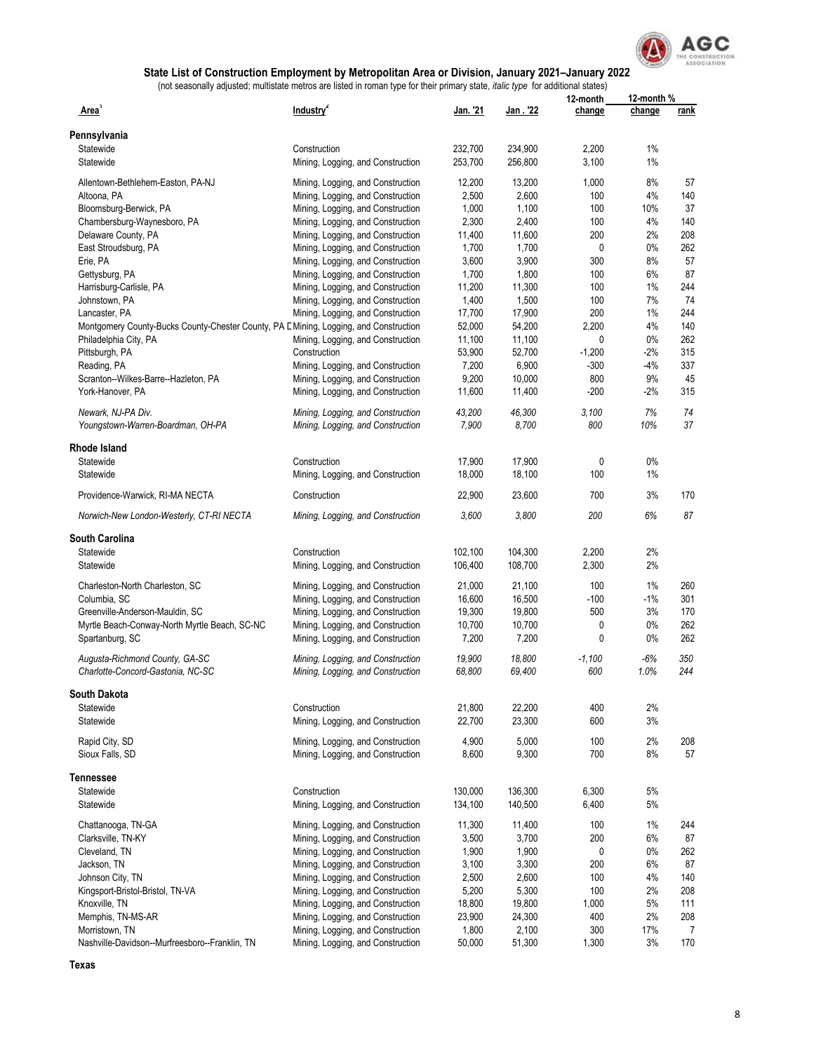## State List of Construction Employment by Metropolitan Area or Division, January 2021–January 2022

(not seasonally adjusted; multistate metros are listed in roman type for their primary state, *italic type* for additional states)

| Area[1] | Industry[2] | Jan. '21 | Jan . '22 | 12-month change | 12-month % change | rank |
|---|---|---|---|---|---|---|
| **Pennsylvania** | | | | | | |
| Statewide | Construction | 232,700 | 234,900 | 2,200 | 1% | |
| Statewide | Mining, Logging, and Construction | 253,700 | 256,800 | 3,100 | 1% | |
| Allentown-Bethlehem-Easton, PA-NJ | Mining, Logging, and Construction | 12,200 | 13,200 | 1,000 | 8% | 57 |
| Altoona, PA | Mining, Logging, and Construction | 2,500 | 2,600 | 100 | 4% | 140 |
| Bloomsburg-Berwick, PA | Mining, Logging, and Construction | 1,000 | 1,100 | 100 | 10% | 37 |
| Chambersburg-Waynesboro, PA | Mining, Logging, and Construction | 2,300 | 2,400 | 100 | 4% | 140 |
| Delaware County, PA | Mining, Logging, and Construction | 11,400 | 11,600 | 200 | 2% | 208 |
| East Stroudsburg, PA | Mining, Logging, and Construction | 1,700 | 1,700 | 0 | 0% | 262 |
| Erie, PA | Mining, Logging, and Construction | 3,600 | 3,900 | 300 | 8% | 57 |
| Gettysburg, PA | Mining, Logging, and Construction | 1,700 | 1,800 | 100 | 6% | 87 |
| Harrisburg-Carlisle, PA | Mining, Logging, and Construction | 11,200 | 11,300 | 100 | 1% | 244 |
| Johnstown, PA | Mining, Logging, and Construction | 1,400 | 1,500 | 100 | 7% | 74 |
| Lancaster, PA | Mining, Logging, and Construction | 17,700 | 17,900 | 200 | 1% | 244 |
| Montgomery County-Bucks County-Chester County, PA D | Mining, Logging, and Construction | 52,000 | 54,200 | 2,200 | 4% | 140 |
| Philadelphia City, PA | Mining, Logging, and Construction | 11,100 | 11,100 | 0 | 0% | 262 |
| Pittsburgh, PA | Construction | 53,900 | 52,700 | -1,200 | -2% | 315 |
| Reading, PA | Mining, Logging, and Construction | 7,200 | 6,900 | -300 | -4% | 337 |
| Scranton--Wilkes-Barre--Hazleton, PA | Mining, Logging, and Construction | 9,200 | 10,000 | 800 | 9% | 45 |
| York-Hanover, PA | Mining, Logging, and Construction | 11,600 | 11,400 | -200 | -2% | 315 |
| *Newark, NJ-PA Div.* | *Mining, Logging, and Construction* | *43,200* | *46,300* | *3,100* | *7%* | *74* |
| *Youngstown-Warren-Boardman, OH-PA* | *Mining, Logging, and Construction* | *7,900* | *8,700* | *800* | *10%* | *37* |
| **Rhode Island** | | | | | | |
| Statewide | Construction | 17,900 | 17,900 | 0 | 0% | |
| Statewide | Mining, Logging, and Construction | 18,000 | 18,100 | 100 | 1% | |
| Providence-Warwick, RI-MA NECTA | Construction | 22,900 | 23,600 | 700 | 3% | 170 |
| *Norwich-New London-Westerly, CT-RI NECTA* | *Mining, Logging, and Construction* | *3,600* | *3,800* | *200* | *6%* | *87* |
| **South Carolina** | | | | | | |
| Statewide | Construction | 102,100 | 104,300 | 2,200 | 2% | |
| Statewide | Mining, Logging, and Construction | 106,400 | 108,700 | 2,300 | 2% | |
| Charleston-North Charleston, SC | Mining, Logging, and Construction | 21,000 | 21,100 | 100 | 1% | 260 |
| Columbia, SC | Mining, Logging, and Construction | 16,600 | 16,500 | -100 | -1% | 301 |
| Greenville-Anderson-Mauldin, SC | Mining, Logging, and Construction | 19,300 | 19,800 | 500 | 3% | 170 |
| Myrtle Beach-Conway-North Myrtle Beach, SC-NC | Mining, Logging, and Construction | 10,700 | 10,700 | 0 | 0% | 262 |
| Spartanburg, SC | Mining, Logging, and Construction | 7,200 | 7,200 | 0 | 0% | 262 |
| *Augusta-Richmond County, GA-SC* | *Mining, Logging, and Construction* | *19,900* | *18,800* | *-1,100* | *-6%* | *350* |
| *Charlotte-Concord-Gastonia, NC-SC* | *Mining, Logging, and Construction* | *68,800* | *69,400* | *600* | *1.0%* | *244* |
| **South Dakota** | | | | | | |
| Statewide | Construction | 21,800 | 22,200 | 400 | 2% | |
| Statewide | Mining, Logging, and Construction | 22,700 | 23,300 | 600 | 3% | |
| Rapid City, SD | Mining, Logging, and Construction | 4,900 | 5,000 | 100 | 2% | 208 |
| Sioux Falls, SD | Mining, Logging, and Construction | 8,600 | 9,300 | 700 | 8% | 57 |
| **Tennessee** | | | | | | |
| Statewide | Construction | 130,000 | 136,300 | 6,300 | 5% | |
| Statewide | Mining, Logging, and Construction | 134,100 | 140,500 | 6,400 | 5% | |
| Chattanooga, TN-GA | Mining, Logging, and Construction | 11,300 | 11,400 | 100 | 1% | 244 |
| Clarksville, TN-KY | Mining, Logging, and Construction | 3,500 | 3,700 | 200 | 6% | 87 |
| Cleveland, TN | Mining, Logging, and Construction | 1,900 | 1,900 | 0 | 0% | 262 |
| Jackson, TN | Mining, Logging, and Construction | 3,100 | 3,300 | 200 | 6% | 87 |
| Johnson City, TN | Mining, Logging, and Construction | 2,500 | 2,600 | 100 | 4% | 140 |
| Kingsport-Bristol-Bristol, TN-VA | Mining, Logging, and Construction | 5,200 | 5,300 | 100 | 2% | 208 |
| Knoxville, TN | Mining, Logging, and Construction | 18,800 | 19,800 | 1,000 | 5% | 111 |
| Memphis, TN-MS-AR | Mining, Logging, and Construction | 23,900 | 24,300 | 400 | 2% | 208 |
| Morristown, TN | Mining, Logging, and Construction | 1,800 | 2,100 | 300 | 17% | 7 |
| Nashville-Davidson--Murfreesboro--Franklin, TN | Mining, Logging, and Construction | 50,000 | 51,300 | 1,300 | 3% | 170 |
| **Texas** | | | | | | |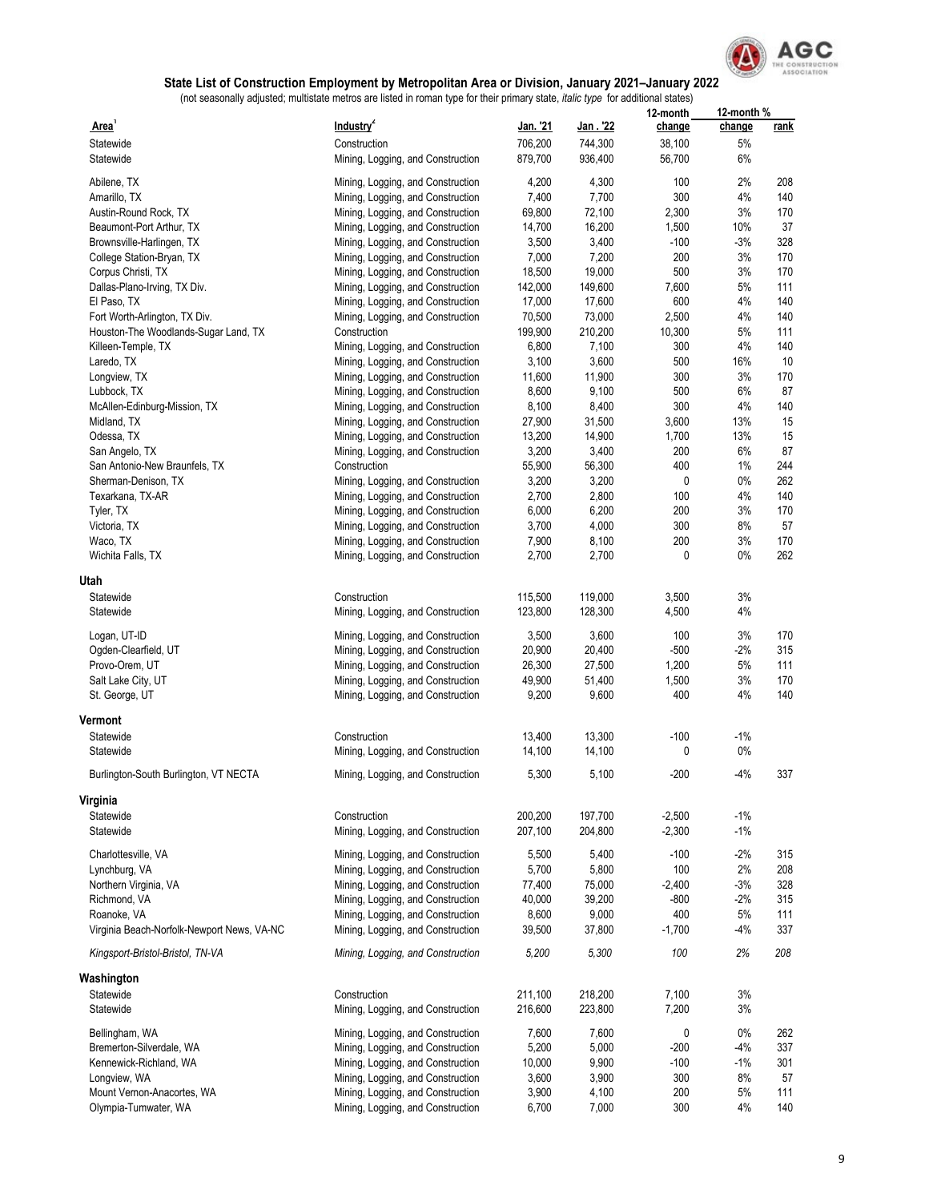## State List of Construction Employment by Metropolitan Area or Division, January 2021–January 2022

(not seasonally adjusted; multistate metros are listed in roman type for their primary state, *italic type* for additional states)

| Area[1] | Industry[2] | Jan. '21 | Jan . '22 | 12-month change | 12-month % change | rank |
|---|---|---|---|---|---|---|
| Statewide | Construction | 706,200 | 744,300 | 38,100 | 5% | |
| Statewide | Mining, Logging, and Construction | 879,700 | 936,400 | 56,700 | 6% | |
| Abilene, TX | Mining, Logging, and Construction | 4,200 | 4,300 | 100 | 2% | 208 |
| Amarillo, TX | Mining, Logging, and Construction | 7,400 | 7,700 | 300 | 4% | 140 |
| Austin-Round Rock, TX | Mining, Logging, and Construction | 69,800 | 72,100 | 2,300 | 3% | 170 |
| Beaumont-Port Arthur, TX | Mining, Logging, and Construction | 14,700 | 16,200 | 1,500 | 10% | 37 |
| Brownsville-Harlingen, TX | Mining, Logging, and Construction | 3,500 | 3,400 | -100 | -3% | 328 |
| College Station-Bryan, TX | Mining, Logging, and Construction | 7,000 | 7,200 | 200 | 3% | 170 |
| Corpus Christi, TX | Mining, Logging, and Construction | 18,500 | 19,000 | 500 | 3% | 170 |
| Dallas-Plano-Irving, TX Div. | Mining, Logging, and Construction | 142,000 | 149,600 | 7,600 | 5% | 111 |
| El Paso, TX | Mining, Logging, and Construction | 17,000 | 17,600 | 600 | 4% | 140 |
| Fort Worth-Arlington, TX Div. | Mining, Logging, and Construction | 70,500 | 73,000 | 2,500 | 4% | 140 |
| Houston-The Woodlands-Sugar Land, TX | Construction | 199,900 | 210,200 | 10,300 | 5% | 111 |
| Killeen-Temple, TX | Mining, Logging, and Construction | 6,800 | 7,100 | 300 | 4% | 140 |
| Laredo, TX | Mining, Logging, and Construction | 3,100 | 3,600 | 500 | 16% | 10 |
| Longview, TX | Mining, Logging, and Construction | 11,600 | 11,900 | 300 | 3% | 170 |
| Lubbock, TX | Mining, Logging, and Construction | 8,600 | 9,100 | 500 | 6% | 87 |
| McAllen-Edinburg-Mission, TX | Mining, Logging, and Construction | 8,100 | 8,400 | 300 | 4% | 140 |
| Midland, TX | Mining, Logging, and Construction | 27,900 | 31,500 | 3,600 | 13% | 15 |
| Odessa, TX | Mining, Logging, and Construction | 13,200 | 14,900 | 1,700 | 13% | 15 |
| San Angelo, TX | Mining, Logging, and Construction | 3,200 | 3,400 | 200 | 6% | 87 |
| San Antonio-New Braunfels, TX | Construction | 55,900 | 56,300 | 400 | 1% | 244 |
| Sherman-Denison, TX | Mining, Logging, and Construction | 3,200 | 3,200 | 0 | 0% | 262 |
| Texarkana, TX-AR | Mining, Logging, and Construction | 2,700 | 2,800 | 100 | 4% | 140 |
| Tyler, TX | Mining, Logging, and Construction | 6,000 | 6,200 | 200 | 3% | 170 |
| Victoria, TX | Mining, Logging, and Construction | 3,700 | 4,000 | 300 | 8% | 57 |
| Waco, TX | Mining, Logging, and Construction | 7,900 | 8,100 | 200 | 3% | 170 |
| Wichita Falls, TX | Mining, Logging, and Construction | 2,700 | 2,700 | 0 | 0% | 262 |
| **Utah** | | | | | | |
| Statewide | Construction | 115,500 | 119,000 | 3,500 | 3% | |
| Statewide | Mining, Logging, and Construction | 123,800 | 128,300 | 4,500 | 4% | |
| Logan, UT-ID | Mining, Logging, and Construction | 3,500 | 3,600 | 100 | 3% | 170 |
| Ogden-Clearfield, UT | Mining, Logging, and Construction | 20,900 | 20,400 | -500 | -2% | 315 |
| Provo-Orem, UT | Mining, Logging, and Construction | 26,300 | 27,500 | 1,200 | 5% | 111 |
| Salt Lake City, UT | Mining, Logging, and Construction | 49,900 | 51,400 | 1,500 | 3% | 170 |
| St. George, UT | Mining, Logging, and Construction | 9,200 | 9,600 | 400 | 4% | 140 |
| **Vermont** | | | | | | |
| Statewide | Construction | 13,400 | 13,300 | -100 | -1% | |
| Statewide | Mining, Logging, and Construction | 14,100 | 14,100 | 0 | 0% | |
| Burlington-South Burlington, VT NECTA | Mining, Logging, and Construction | 5,300 | 5,100 | -200 | -4% | 337 |
| **Virginia** | | | | | | |
| Statewide | Construction | 200,200 | 197,700 | -2,500 | -1% | |
| Statewide | Mining, Logging, and Construction | 207,100 | 204,800 | -2,300 | -1% | |
| Charlottesville, VA | Mining, Logging, and Construction | 5,500 | 5,400 | -100 | -2% | 315 |
| Lynchburg, VA | Mining, Logging, and Construction | 5,700 | 5,800 | 100 | 2% | 208 |
| Northern Virginia, VA | Mining, Logging, and Construction | 77,400 | 75,000 | -2,400 | -3% | 328 |
| Richmond, VA | Mining, Logging, and Construction | 40,000 | 39,200 | -800 | -2% | 315 |
| Roanoke, VA | Mining, Logging, and Construction | 8,600 | 9,000 | 400 | 5% | 111 |
| Virginia Beach-Norfolk-Newport News, VA-NC | Mining, Logging, and Construction | 39,500 | 37,800 | -1,700 | -4% | 337 |
| *Kingsport-Bristol-Bristol, TN-VA* | *Mining, Logging, and Construction* | *5,200* | *5,300* | *100* | *2%* | *208* |
| **Washington** | | | | | | |
| Statewide | Construction | 211,100 | 218,200 | 7,100 | 3% | |
| Statewide | Mining, Logging, and Construction | 216,600 | 223,800 | 7,200 | 3% | |
| Bellingham, WA | Mining, Logging, and Construction | 7,600 | 7,600 | 0 | 0% | 262 |
| Bremerton-Silverdale, WA | Mining, Logging, and Construction | 5,200 | 5,000 | -200 | -4% | 337 |
| Kennewick-Richland, WA | Mining, Logging, and Construction | 10,000 | 9,900 | -100 | -1% | 301 |
| Longview, WA | Mining, Logging, and Construction | 3,600 | 3,900 | 300 | 8% | 57 |
| Mount Vernon-Anacortes, WA | Mining, Logging, and Construction | 3,900 | 4,100 | 200 | 5% | 111 |
| Olympia-Tumwater, WA | Mining, Logging, and Construction | 6,700 | 7,000 | 300 | 4% | 140 |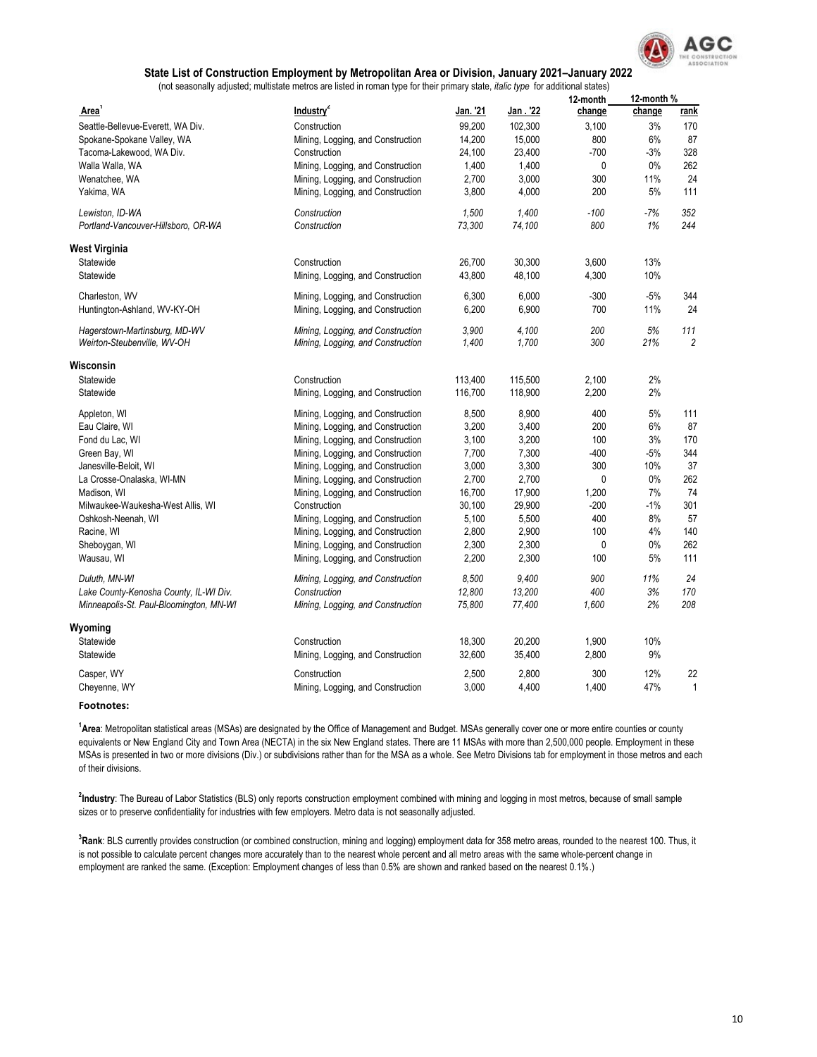## State List of Construction Employment by Metropolitan Area or Division, January 2021–January 2022

(not seasonally adjusted; multistate metros are listed in roman type for their primary state, *italic type* for additional states)

| Area[1] | Industry[2] | Jan. '21 | Jan . '22 | 12-month change | 12-month % change | rank |
|---|---|---|---|---|---|---|
| Seattle-Bellevue-Everett, WA Div. | Construction | 99,200 | 102,300 | 3,100 | 3% | 170 |
| Spokane-Spokane Valley, WA | Mining, Logging, and Construction | 14,200 | 15,000 | 800 | 6% | 87 |
| Tacoma-Lakewood, WA Div. | Construction | 24,100 | 23,400 | -700 | -3% | 328 |
| Walla Walla, WA | Mining, Logging, and Construction | 1,400 | 1,400 | 0 | 0% | 262 |
| Wenatchee, WA | Mining, Logging, and Construction | 2,700 | 3,000 | 300 | 11% | 24 |
| Yakima, WA | Mining, Logging, and Construction | 3,800 | 4,000 | 200 | 5% | 111 |
| *Lewiston, ID-WA* | *Construction* | *1,500* | *1,400* | *-100* | *-7%* | *352* |
| *Portland-Vancouver-Hillsboro, OR-WA* | *Construction* | *73,300* | *74,100* | *800* | *1%* | *244* |
| **West Virginia** | | | | | | |
| Statewide | Construction | 26,700 | 30,300 | 3,600 | 13% | |
| Statewide | Mining, Logging, and Construction | 43,800 | 48,100 | 4,300 | 10% | |
| Charleston, WV | Mining, Logging, and Construction | 6,300 | 6,000 | -300 | -5% | 344 |
| Huntington-Ashland, WV-KY-OH | Mining, Logging, and Construction | 6,200 | 6,900 | 700 | 11% | 24 |
| *Hagerstown-Martinsburg, MD-WV* | *Mining, Logging, and Construction* | *3,900* | *4,100* | *200* | *5%* | *111* |
| *Weirton-Steubenville, WV-OH* | *Mining, Logging, and Construction* | *1,400* | *1,700* | *300* | *21%* | *2* |
| **Wisconsin** | | | | | | |
| Statewide | Construction | 113,400 | 115,500 | 2,100 | 2% | |
| Statewide | Mining, Logging, and Construction | 116,700 | 118,900 | 2,200 | 2% | |
| Appleton, WI | Mining, Logging, and Construction | 8,500 | 8,900 | 400 | 5% | 111 |
| Eau Claire, WI | Mining, Logging, and Construction | 3,200 | 3,400 | 200 | 6% | 87 |
| Fond du Lac, WI | Mining, Logging, and Construction | 3,100 | 3,200 | 100 | 3% | 170 |
| Green Bay, WI | Mining, Logging, and Construction | 7,700 | 7,300 | -400 | -5% | 344 |
| Janesville-Beloit, WI | Mining, Logging, and Construction | 3,000 | 3,300 | 300 | 10% | 37 |
| La Crosse-Onalaska, WI-MN | Mining, Logging, and Construction | 2,700 | 2,700 | 0 | 0% | 262 |
| Madison, WI | Mining, Logging, and Construction | 16,700 | 17,900 | 1,200 | 7% | 74 |
| Milwaukee-Waukesha-West Allis, WI | Construction | 30,100 | 29,900 | -200 | -1% | 301 |
| Oshkosh-Neenah, WI | Mining, Logging, and Construction | 5,100 | 5,500 | 400 | 8% | 57 |
| Racine, WI | Mining, Logging, and Construction | 2,800 | 2,900 | 100 | 4% | 140 |
| Sheboygan, WI | Mining, Logging, and Construction | 2,300 | 2,300 | 0 | 0% | 262 |
| Wausau, WI | Mining, Logging, and Construction | 2,200 | 2,300 | 100 | 5% | 111 |
| *Duluth, MN-WI* | *Mining, Logging, and Construction* | *8,500* | *9,400* | *900* | *11%* | *24* |
| *Lake County-Kenosha County, IL-WI Div.* | *Construction* | *12,800* | *13,200* | *400* | *3%* | *170* |
| *Minneapolis-St. Paul-Bloomington, MN-WI* | *Mining, Logging, and Construction* | *75,800* | *77,400* | *1,600* | *2%* | *208* |
| **Wyoming** | | | | | | |
| Statewide | Construction | 18,300 | 20,200 | 1,900 | 10% | |
| Statewide | Mining, Logging, and Construction | 32,600 | 35,400 | 2,800 | 9% | |
| Casper, WY | Construction | 2,500 | 2,800 | 300 | 12% | 22 |
| Cheyenne, WY | Mining, Logging, and Construction | 3,000 | 4,400 | 1,400 | 47% | 1 |

**Footnotes:**

[1]**Area**: Metropolitan statistical areas (MSAs) are designated by the Office of Management and Budget. MSAs generally cover one or more entire counties or county equivalents or New England City and Town Area (NECTA) in the six New England states. There are 11 MSAs with more than 2,500,000 people. Employment in these MSAs is presented in two or more divisions (Div.) or subdivisions rather than for the MSA as a whole. See Metro Divisions tab for employment in those metros and each of their divisions.

[2]**Industry**: The Bureau of Labor Statistics (BLS) only reports construction employment combined with mining and logging in most metros, because of small sample sizes or to preserve confidentiality for industries with few employers. Metro data is not seasonally adjusted.

[3]**Rank**: BLS currently provides construction (or combined construction, mining and logging) employment data for 358 metro areas, rounded to the nearest 100. Thus, it is not possible to calculate percent changes more accurately than to the nearest whole percent and all metro areas with the same whole-percent change in employment are ranked the same. (Exception: Employment changes of less than 0.5% are shown and ranked based on the nearest 0.1%.)